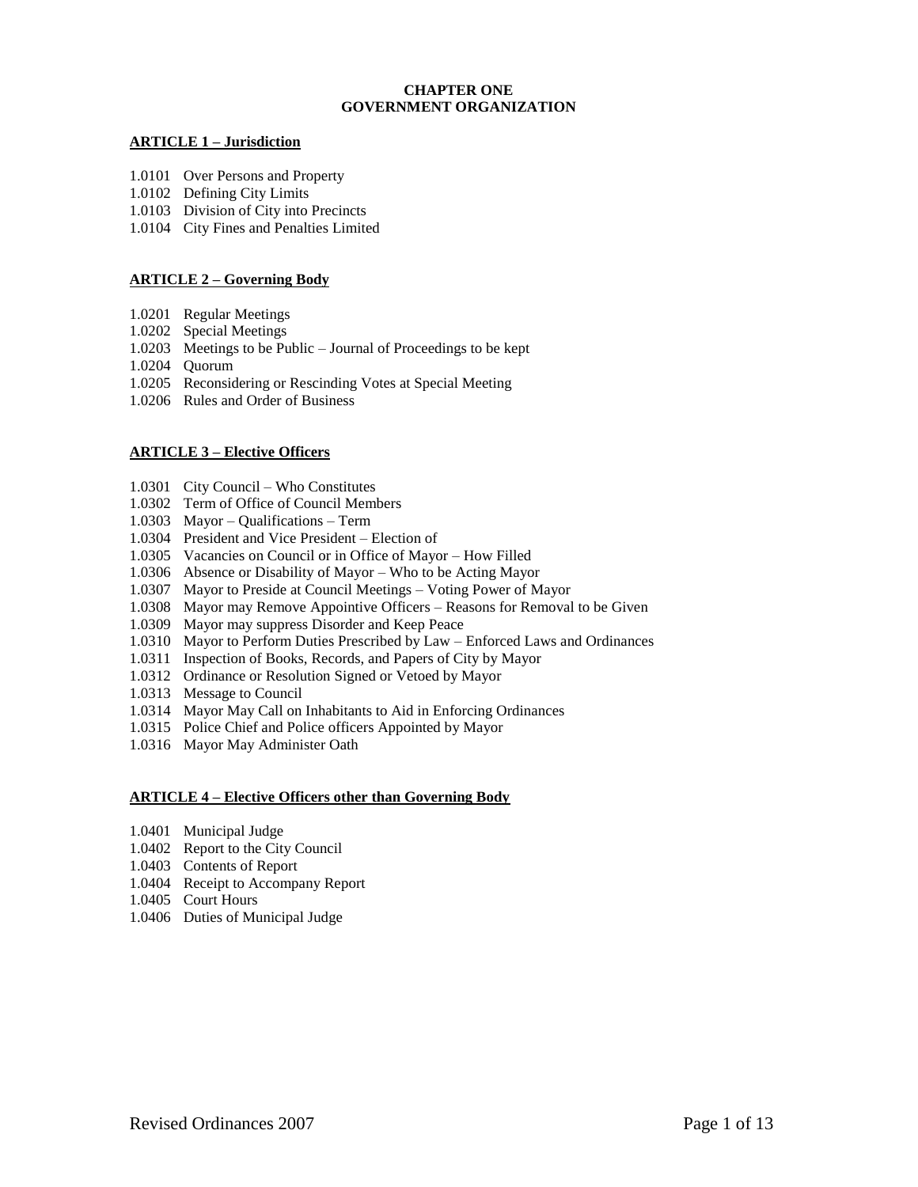# CHAPTER ONE
# GOVERNMENT ORGANIZATION

## ARTICLE 1 – Jurisdiction

1.0101 Over Persons and Property
1.0102 Defining City Limits
1.0103 Division of City into Precincts
1.0104 City Fines and Penalties Limited

## ARTICLE 2 – Governing Body

1.0201 Regular Meetings
1.0202 Special Meetings
1.0203 Meetings to be Public – Journal of Proceedings to be kept
1.0204 Quorum
1.0205 Reconsidering or Rescinding Votes at Special Meeting
1.0206 Rules and Order of Business

## ARTICLE 3 – Elective Officers

1.0301 City Council – Who Constitutes
1.0302 Term of Office of Council Members
1.0303 Mayor – Qualifications – Term
1.0304 President and Vice President – Election of
1.0305 Vacancies on Council or in Office of Mayor – How Filled
1.0306 Absence or Disability of Mayor – Who to be Acting Mayor
1.0307 Mayor to Preside at Council Meetings – Voting Power of Mayor
1.0308 Mayor may Remove Appointive Officers – Reasons for Removal to be Given
1.0309 Mayor may suppress Disorder and Keep Peace
1.0310 Mayor to Perform Duties Prescribed by Law – Enforced Laws and Ordinances
1.0311 Inspection of Books, Records, and Papers of City by Mayor
1.0312 Ordinance or Resolution Signed or Vetoed by Mayor
1.0313 Message to Council
1.0314 Mayor May Call on Inhabitants to Aid in Enforcing Ordinances
1.0315 Police Chief and Police officers Appointed by Mayor
1.0316 Mayor May Administer Oath

## ARTICLE 4 – Elective Officers other than Governing Body

1.0401 Municipal Judge
1.0402 Report to the City Council
1.0403 Contents of Report
1.0404 Receipt to Accompany Report
1.0405 Court Hours
1.0406 Duties of Municipal Judge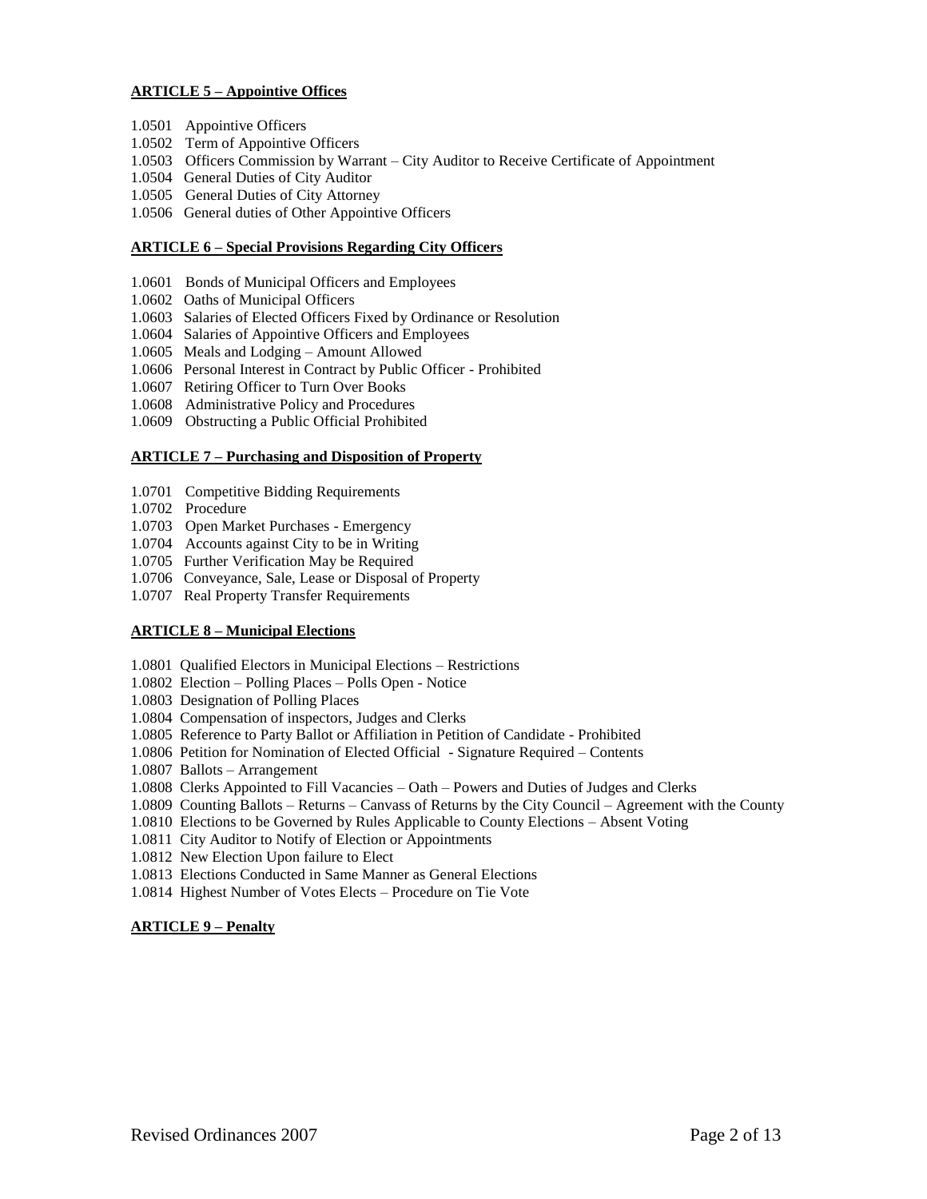**ARTICLE 5 – Appointive Offices**

1.0501 Appointive Officers
1.0502 Term of Appointive Officers
1.0503 Officers Commission by Warrant – City Auditor to Receive Certificate of Appointment
1.0504 General Duties of City Auditor
1.0505 General Duties of City Attorney
1.0506 General duties of Other Appointive Officers

**ARTICLE 6 – Special Provisions Regarding City Officers**

1.0601 Bonds of Municipal Officers and Employees
1.0602 Oaths of Municipal Officers
1.0603 Salaries of Elected Officers Fixed by Ordinance or Resolution
1.0604 Salaries of Appointive Officers and Employees
1.0605 Meals and Lodging – Amount Allowed
1.0606 Personal Interest in Contract by Public Officer - Prohibited
1.0607 Retiring Officer to Turn Over Books
1.0608 Administrative Policy and Procedures
1.0609 Obstructing a Public Official Prohibited

**ARTICLE 7 – Purchasing and Disposition of Property**

1.0701 Competitive Bidding Requirements
1.0702 Procedure
1.0703 Open Market Purchases - Emergency
1.0704 Accounts against City to be in Writing
1.0705 Further Verification May be Required
1.0706 Conveyance, Sale, Lease or Disposal of Property
1.0707 Real Property Transfer Requirements

**ARTICLE 8 – Municipal Elections**

1.0801 Qualified Electors in Municipal Elections – Restrictions
1.0802 Election – Polling Places – Polls Open - Notice
1.0803 Designation of Polling Places
1.0804 Compensation of inspectors, Judges and Clerks
1.0805 Reference to Party Ballot or Affiliation in Petition of Candidate - Prohibited
1.0806 Petition for Nomination of Elected Official - Signature Required – Contents
1.0807 Ballots – Arrangement
1.0808 Clerks Appointed to Fill Vacancies – Oath – Powers and Duties of Judges and Clerks
1.0809 Counting Ballots – Returns – Canvass of Returns by the City Council – Agreement with the County
1.0810 Elections to be Governed by Rules Applicable to County Elections – Absent Voting
1.0811 City Auditor to Notify of Election or Appointments
1.0812 New Election Upon failure to Elect
1.0813 Elections Conducted in Same Manner as General Elections
1.0814 Highest Number of Votes Elects – Procedure on Tie Vote

**ARTICLE 9 – Penalty**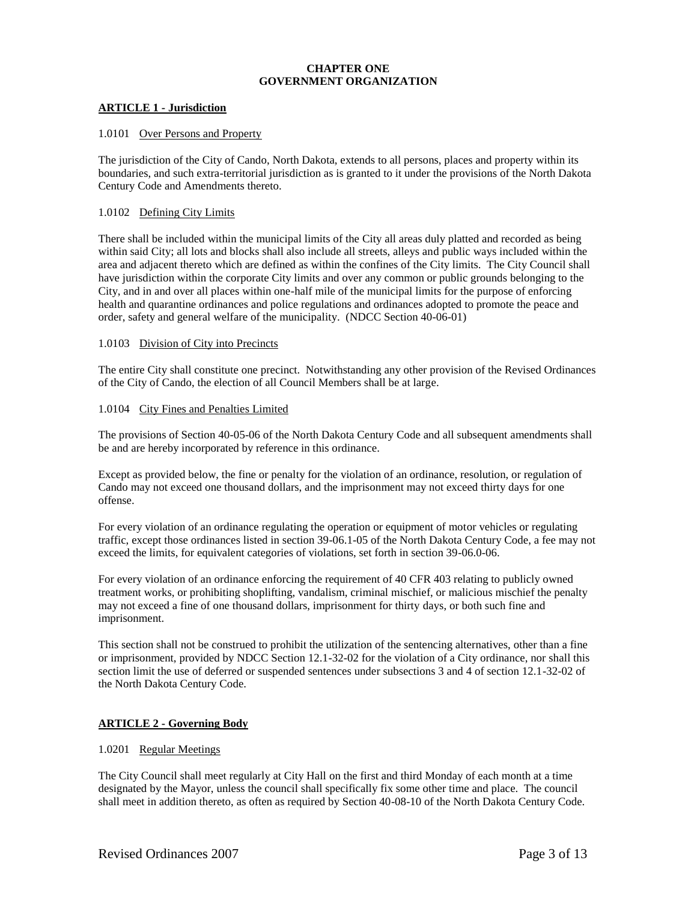# CHAPTER ONE
# GOVERNMENT ORGANIZATION

## ARTICLE 1 - Jurisdiction

### 1.0101 Over Persons and Property

The jurisdiction of the City of Cando, North Dakota, extends to all persons, places and property within its boundaries, and such extra-territorial jurisdiction as is granted to it under the provisions of the North Dakota Century Code and Amendments thereto.

### 1.0102 Defining City Limits

There shall be included within the municipal limits of the City all areas duly platted and recorded as being within said City; all lots and blocks shall also include all streets, alleys and public ways included within the area and adjacent thereto which are defined as within the confines of the City limits. The City Council shall have jurisdiction within the corporate City limits and over any common or public grounds belonging to the City, and in and over all places within one-half mile of the municipal limits for the purpose of enforcing health and quarantine ordinances and police regulations and ordinances adopted to promote the peace and order, safety and general welfare of the municipality. (NDCC Section 40-06-01)

### 1.0103 Division of City into Precincts

The entire City shall constitute one precinct. Notwithstanding any other provision of the Revised Ordinances of the City of Cando, the election of all Council Members shall be at large.

### 1.0104 City Fines and Penalties Limited

The provisions of Section 40-05-06 of the North Dakota Century Code and all subsequent amendments shall be and are hereby incorporated by reference in this ordinance.

Except as provided below, the fine or penalty for the violation of an ordinance, resolution, or regulation of Cando may not exceed one thousand dollars, and the imprisonment may not exceed thirty days for one offense.

For every violation of an ordinance regulating the operation or equipment of motor vehicles or regulating traffic, except those ordinances listed in section 39-06.1-05 of the North Dakota Century Code, a fee may not exceed the limits, for equivalent categories of violations, set forth in section 39-06.0-06.

For every violation of an ordinance enforcing the requirement of 40 CFR 403 relating to publicly owned treatment works, or prohibiting shoplifting, vandalism, criminal mischief, or malicious mischief the penalty may not exceed a fine of one thousand dollars, imprisonment for thirty days, or both such fine and imprisonment.

This section shall not be construed to prohibit the utilization of the sentencing alternatives, other than a fine or imprisonment, provided by NDCC Section 12.1-32-02 for the violation of a City ordinance, nor shall this section limit the use of deferred or suspended sentences under subsections 3 and 4 of section 12.1-32-02 of the North Dakota Century Code.

## ARTICLE 2 - Governing Body

### 1.0201 Regular Meetings

The City Council shall meet regularly at City Hall on the first and third Monday of each month at a time designated by the Mayor, unless the council shall specifically fix some other time and place. The council shall meet in addition thereto, as often as required by Section 40-08-10 of the North Dakota Century Code.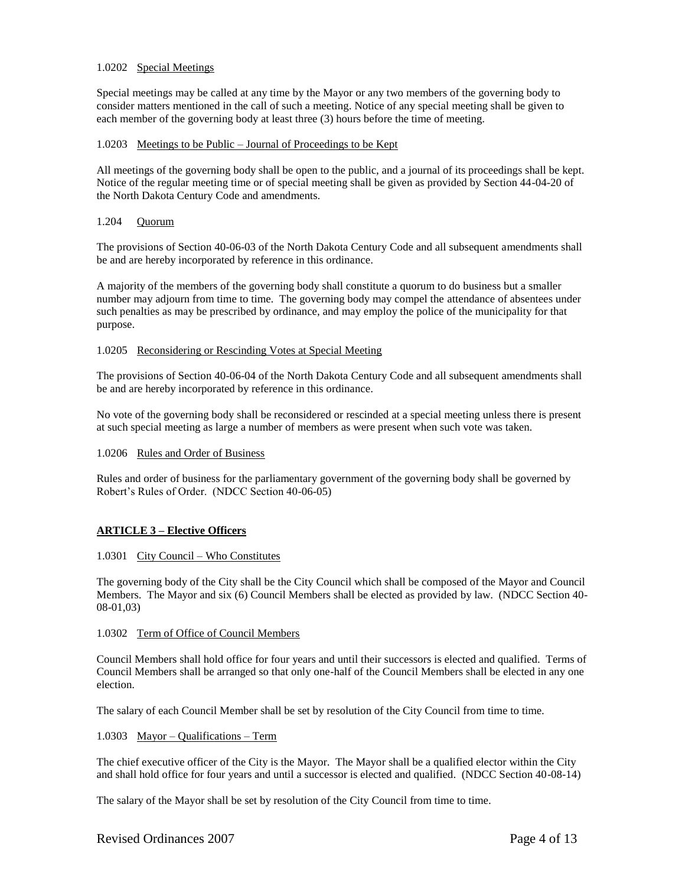1.0202 Special Meetings

Special meetings may be called at any time by the Mayor or any two members of the governing body to consider matters mentioned in the call of such a meeting. Notice of any special meeting shall be given to each member of the governing body at least three (3) hours before the time of meeting.

1.0203 Meetings to be Public – Journal of Proceedings to be Kept

All meetings of the governing body shall be open to the public, and a journal of its proceedings shall be kept. Notice of the regular meeting time or of special meeting shall be given as provided by Section 44-04-20 of the North Dakota Century Code and amendments.

1.204 Quorum

The provisions of Section 40-06-03 of the North Dakota Century Code and all subsequent amendments shall be and are hereby incorporated by reference in this ordinance.

A majority of the members of the governing body shall constitute a quorum to do business but a smaller number may adjourn from time to time. The governing body may compel the attendance of absentees under such penalties as may be prescribed by ordinance, and may employ the police of the municipality for that purpose.

1.0205 Reconsidering or Rescinding Votes at Special Meeting

The provisions of Section 40-06-04 of the North Dakota Century Code and all subsequent amendments shall be and are hereby incorporated by reference in this ordinance.

No vote of the governing body shall be reconsidered or rescinded at a special meeting unless there is present at such special meeting as large a number of members as were present when such vote was taken.

1.0206 Rules and Order of Business

Rules and order of business for the parliamentary government of the governing body shall be governed by Robert's Rules of Order. (NDCC Section 40-06-05)

## **ARTICLE 3 – Elective Officers**

1.0301 City Council – Who Constitutes

The governing body of the City shall be the City Council which shall be composed of the Mayor and Council Members. The Mayor and six (6) Council Members shall be elected as provided by law. (NDCC Section 40-08-01,03)

1.0302 Term of Office of Council Members

Council Members shall hold office for four years and until their successors is elected and qualified. Terms of Council Members shall be arranged so that only one-half of the Council Members shall be elected in any one election.

The salary of each Council Member shall be set by resolution of the City Council from time to time.

1.0303 Mayor – Qualifications – Term

The chief executive officer of the City is the Mayor. The Mayor shall be a qualified elector within the City and shall hold office for four years and until a successor is elected and qualified. (NDCC Section 40-08-14)

The salary of the Mayor shall be set by resolution of the City Council from time to time.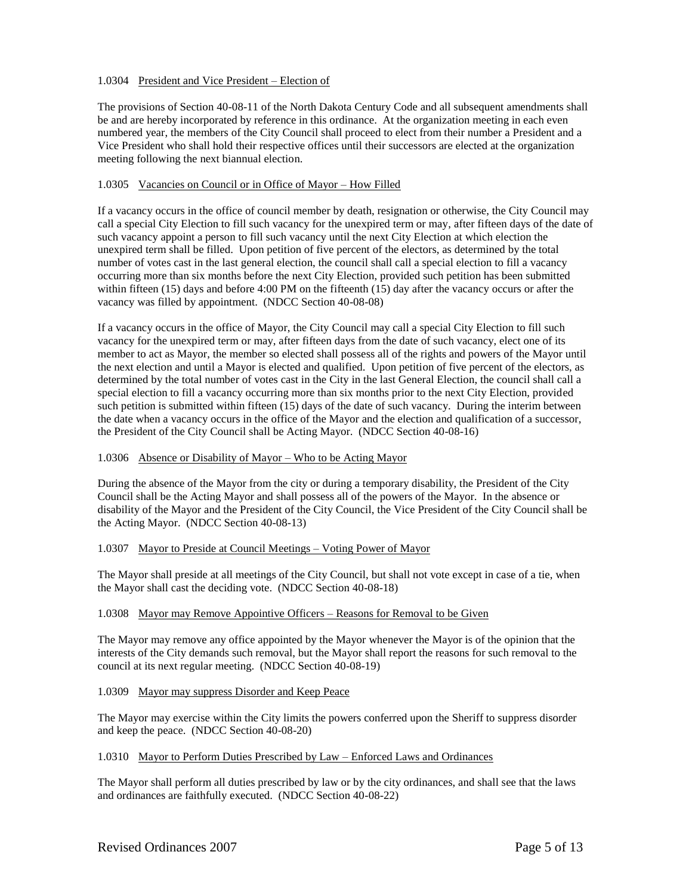1.0304 <u>President and Vice President – Election of</u>

The provisions of Section 40-08-11 of the North Dakota Century Code and all subsequent amendments shall be and are hereby incorporated by reference in this ordinance. At the organization meeting in each even numbered year, the members of the City Council shall proceed to elect from their number a President and a Vice President who shall hold their respective offices until their successors are elected at the organization meeting following the next biannual election.

1.0305 <u>Vacancies on Council or in Office of Mayor – How Filled</u>

If a vacancy occurs in the office of council member by death, resignation or otherwise, the City Council may call a special City Election to fill such vacancy for the unexpired term or may, after fifteen days of the date of such vacancy appoint a person to fill such vacancy until the next City Election at which election the unexpired term shall be filled. Upon petition of five percent of the electors, as determined by the total number of votes cast in the last general election, the council shall call a special election to fill a vacancy occurring more than six months before the next City Election, provided such petition has been submitted within fifteen (15) days and before 4:00 PM on the fifteenth (15) day after the vacancy occurs or after the vacancy was filled by appointment. (NDCC Section 40-08-08)

If a vacancy occurs in the office of Mayor, the City Council may call a special City Election to fill such vacancy for the unexpired term or may, after fifteen days from the date of such vacancy, elect one of its member to act as Mayor, the member so elected shall possess all of the rights and powers of the Mayor until the next election and until a Mayor is elected and qualified. Upon petition of five percent of the electors, as determined by the total number of votes cast in the City in the last General Election, the council shall call a special election to fill a vacancy occurring more than six months prior to the next City Election, provided such petition is submitted within fifteen (15) days of the date of such vacancy. During the interim between the date when a vacancy occurs in the office of the Mayor and the election and qualification of a successor, the President of the City Council shall be Acting Mayor. (NDCC Section 40-08-16)

1.0306 <u>Absence or Disability of Mayor – Who to be Acting Mayor</u>

During the absence of the Mayor from the city or during a temporary disability, the President of the City Council shall be the Acting Mayor and shall possess all of the powers of the Mayor. In the absence or disability of the Mayor and the President of the City Council, the Vice President of the City Council shall be the Acting Mayor. (NDCC Section 40-08-13)

1.0307 <u>Mayor to Preside at Council Meetings – Voting Power of Mayor</u>

The Mayor shall preside at all meetings of the City Council, but shall not vote except in case of a tie, when the Mayor shall cast the deciding vote. (NDCC Section 40-08-18)

1.0308 <u>Mayor may Remove Appointive Officers – Reasons for Removal to be Given</u>

The Mayor may remove any office appointed by the Mayor whenever the Mayor is of the opinion that the interests of the City demands such removal, but the Mayor shall report the reasons for such removal to the council at its next regular meeting. (NDCC Section 40-08-19)

1.0309 <u>Mayor may suppress Disorder and Keep Peace</u>

The Mayor may exercise within the City limits the powers conferred upon the Sheriff to suppress disorder and keep the peace. (NDCC Section 40-08-20)

1.0310 <u>Mayor to Perform Duties Prescribed by Law – Enforced Laws and Ordinances</u>

The Mayor shall perform all duties prescribed by law or by the city ordinances, and shall see that the laws and ordinances are faithfully executed. (NDCC Section 40-08-22)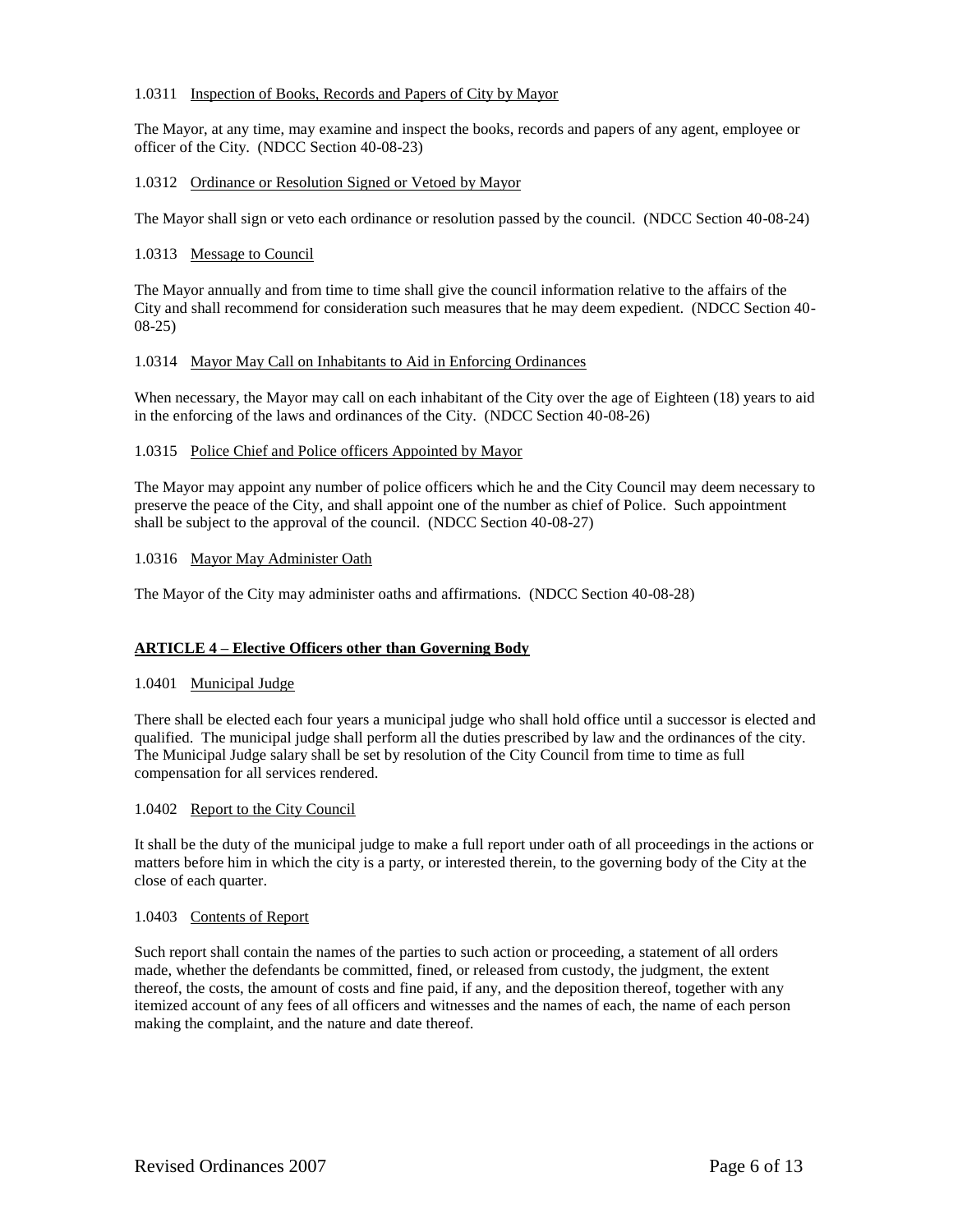1.0311 Inspection of Books, Records and Papers of City by Mayor

The Mayor, at any time, may examine and inspect the books, records and papers of any agent, employee or officer of the City. (NDCC Section 40-08-23)

1.0312 Ordinance or Resolution Signed or Vetoed by Mayor

The Mayor shall sign or veto each ordinance or resolution passed by the council. (NDCC Section 40-08-24)

1.0313 Message to Council

The Mayor annually and from time to time shall give the council information relative to the affairs of the City and shall recommend for consideration such measures that he may deem expedient. (NDCC Section 40-08-25)

1.0314 Mayor May Call on Inhabitants to Aid in Enforcing Ordinances

When necessary, the Mayor may call on each inhabitant of the City over the age of Eighteen (18) years to aid in the enforcing of the laws and ordinances of the City. (NDCC Section 40-08-26)

1.0315 Police Chief and Police officers Appointed by Mayor

The Mayor may appoint any number of police officers which he and the City Council may deem necessary to preserve the peace of the City, and shall appoint one of the number as chief of Police. Such appointment shall be subject to the approval of the council. (NDCC Section 40-08-27)

1.0316 Mayor May Administer Oath

The Mayor of the City may administer oaths and affirmations. (NDCC Section 40-08-28)

## ARTICLE 4 – Elective Officers other than Governing Body

1.0401 Municipal Judge

There shall be elected each four years a municipal judge who shall hold office until a successor is elected and qualified. The municipal judge shall perform all the duties prescribed by law and the ordinances of the city. The Municipal Judge salary shall be set by resolution of the City Council from time to time as full compensation for all services rendered.

1.0402 Report to the City Council

It shall be the duty of the municipal judge to make a full report under oath of all proceedings in the actions or matters before him in which the city is a party, or interested therein, to the governing body of the City at the close of each quarter.

1.0403 Contents of Report

Such report shall contain the names of the parties to such action or proceeding, a statement of all orders made, whether the defendants be committed, fined, or released from custody, the judgment, the extent thereof, the costs, the amount of costs and fine paid, if any, and the deposition thereof, together with any itemized account of any fees of all officers and witnesses and the names of each, the name of each person making the complaint, and the nature and date thereof.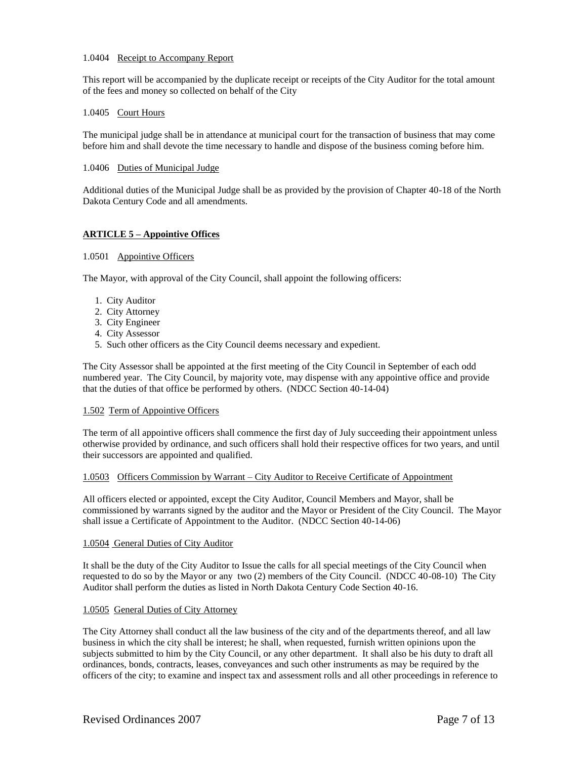1.0404 Receipt to Accompany Report

This report will be accompanied by the duplicate receipt or receipts of the City Auditor for the total amount of the fees and money so collected on behalf of the City

1.0405 Court Hours

The municipal judge shall be in attendance at municipal court for the transaction of business that may come before him and shall devote the time necessary to handle and dispose of the business coming before him.

1.0406 Duties of Municipal Judge

Additional duties of the Municipal Judge shall be as provided by the provision of Chapter 40-18 of the North Dakota Century Code and all amendments.

## ARTICLE 5 – Appointive Offices

1.0501 Appointive Officers

The Mayor, with approval of the City Council, shall appoint the following officers:

1. City Auditor
2. City Attorney
3. City Engineer
4. City Assessor
5. Such other officers as the City Council deems necessary and expedient.

The City Assessor shall be appointed at the first meeting of the City Council in September of each odd numbered year. The City Council, by majority vote, may dispense with any appointive office and provide that the duties of that office be performed by others. (NDCC Section 40-14-04)

1.502 Term of Appointive Officers

The term of all appointive officers shall commence the first day of July succeeding their appointment unless otherwise provided by ordinance, and such officers shall hold their respective offices for two years, and until their successors are appointed and qualified.

1.0503 Officers Commission by Warrant – City Auditor to Receive Certificate of Appointment

All officers elected or appointed, except the City Auditor, Council Members and Mayor, shall be commissioned by warrants signed by the auditor and the Mayor or President of the City Council. The Mayor shall issue a Certificate of Appointment to the Auditor. (NDCC Section 40-14-06)

1.0504 General Duties of City Auditor

It shall be the duty of the City Auditor to Issue the calls for all special meetings of the City Council when requested to do so by the Mayor or any two (2) members of the City Council. (NDCC 40-08-10) The City Auditor shall perform the duties as listed in North Dakota Century Code Section 40-16.

1.0505 General Duties of City Attorney

The City Attorney shall conduct all the law business of the city and of the departments thereof, and all law business in which the city shall be interest; he shall, when requested, furnish written opinions upon the subjects submitted to him by the City Council, or any other department. It shall also be his duty to draft all ordinances, bonds, contracts, leases, conveyances and such other instruments as may be required by the officers of the city; to examine and inspect tax and assessment rolls and all other proceedings in reference to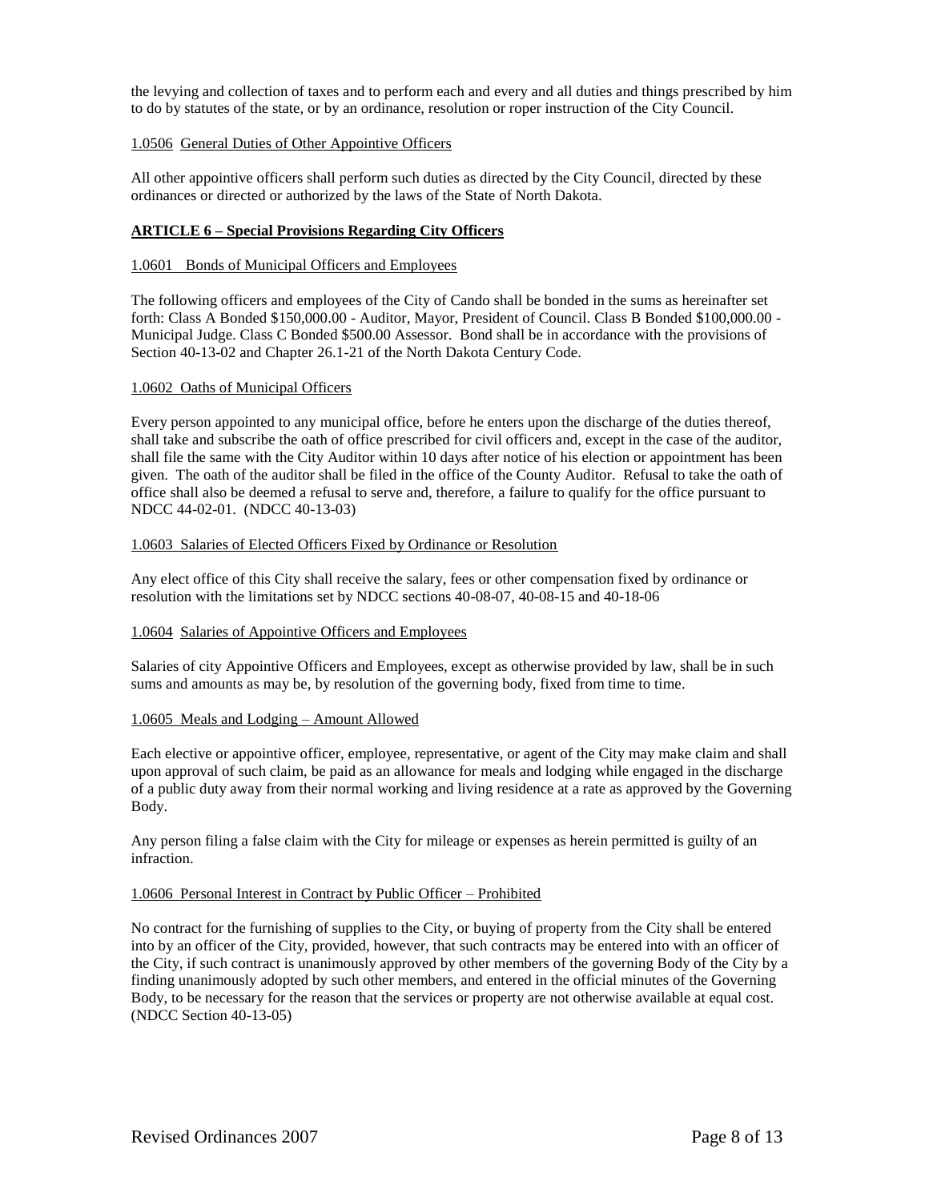the levying and collection of taxes and to perform each and every and all duties and things prescribed by him to do by statutes of the state, or by an ordinance, resolution or roper instruction of the City Council.

1.0506 General Duties of Other Appointive Officers

All other appointive officers shall perform such duties as directed by the City Council, directed by these ordinances or directed or authorized by the laws of the State of North Dakota.

**ARTICLE 6 – Special Provisions Regarding City Officers**

1.0601 Bonds of Municipal Officers and Employees

The following officers and employees of the City of Cando shall be bonded in the sums as hereinafter set forth: Class A Bonded $150,000.00 - Auditor, Mayor, President of Council. Class B Bonded $100,000.00 - Municipal Judge. Class C Bonded $500.00 Assessor. Bond shall be in accordance with the provisions of Section 40-13-02 and Chapter 26.1-21 of the North Dakota Century Code.

1.0602 Oaths of Municipal Officers

Every person appointed to any municipal office, before he enters upon the discharge of the duties thereof, shall take and subscribe the oath of office prescribed for civil officers and, except in the case of the auditor, shall file the same with the City Auditor within 10 days after notice of his election or appointment has been given. The oath of the auditor shall be filed in the office of the County Auditor. Refusal to take the oath of office shall also be deemed a refusal to serve and, therefore, a failure to qualify for the office pursuant to NDCC 44-02-01. (NDCC 40-13-03)

1.0603 Salaries of Elected Officers Fixed by Ordinance or Resolution

Any elect office of this City shall receive the salary, fees or other compensation fixed by ordinance or resolution with the limitations set by NDCC sections 40-08-07, 40-08-15 and 40-18-06

1.0604 Salaries of Appointive Officers and Employees

Salaries of city Appointive Officers and Employees, except as otherwise provided by law, shall be in such sums and amounts as may be, by resolution of the governing body, fixed from time to time.

1.0605 Meals and Lodging – Amount Allowed

Each elective or appointive officer, employee, representative, or agent of the City may make claim and shall upon approval of such claim, be paid as an allowance for meals and lodging while engaged in the discharge of a public duty away from their normal working and living residence at a rate as approved by the Governing Body.

Any person filing a false claim with the City for mileage or expenses as herein permitted is guilty of an infraction.

1.0606 Personal Interest in Contract by Public Officer – Prohibited

No contract for the furnishing of supplies to the City, or buying of property from the City shall be entered into by an officer of the City, provided, however, that such contracts may be entered into with an officer of the City, if such contract is unanimously approved by other members of the governing Body of the City by a finding unanimously adopted by such other members, and entered in the official minutes of the Governing Body, to be necessary for the reason that the services or property are not otherwise available at equal cost. (NDCC Section 40-13-05)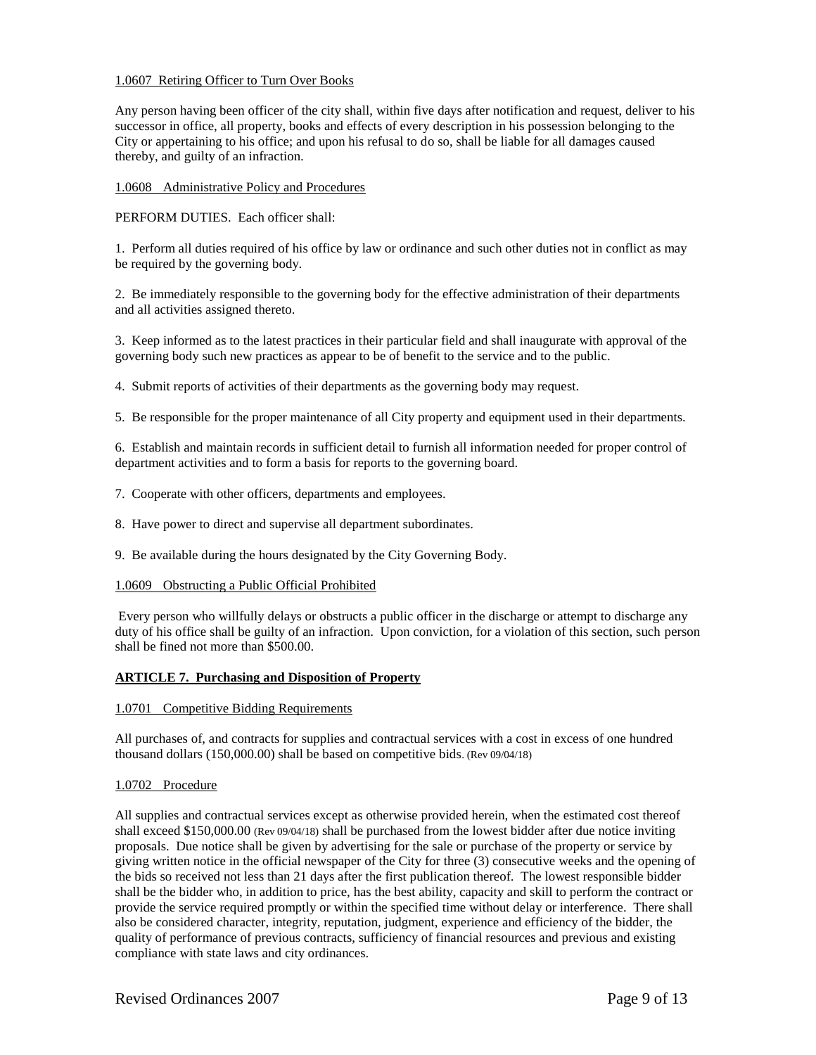1.0607 Retiring Officer to Turn Over Books

Any person having been officer of the city shall, within five days after notification and request, deliver to his successor in office, all property, books and effects of every description in his possession belonging to the City or appertaining to his office; and upon his refusal to do so, shall be liable for all damages caused thereby, and guilty of an infraction.

1.0608 Administrative Policy and Procedures

PERFORM DUTIES. Each officer shall:

1. Perform all duties required of his office by law or ordinance and such other duties not in conflict as may be required by the governing body.

2. Be immediately responsible to the governing body for the effective administration of their departments and all activities assigned thereto.

3. Keep informed as to the latest practices in their particular field and shall inaugurate with approval of the governing body such new practices as appear to be of benefit to the service and to the public.

4. Submit reports of activities of their departments as the governing body may request.

5. Be responsible for the proper maintenance of all City property and equipment used in their departments.

6. Establish and maintain records in sufficient detail to furnish all information needed for proper control of department activities and to form a basis for reports to the governing board.

7. Cooperate with other officers, departments and employees.

8. Have power to direct and supervise all department subordinates.

9. Be available during the hours designated by the City Governing Body.

1.0609 Obstructing a Public Official Prohibited

Every person who willfully delays or obstructs a public officer in the discharge or attempt to discharge any duty of his office shall be guilty of an infraction. Upon conviction, for a violation of this section, such person shall be fined not more than $500.00.

**ARTICLE 7. Purchasing and Disposition of Property**

1.0701 Competitive Bidding Requirements

All purchases of, and contracts for supplies and contractual services with a cost in excess of one hundred thousand dollars (150,000.00) shall be based on competitive bids. (Rev 09/04/18)

1.0702 Procedure

All supplies and contractual services except as otherwise provided herein, when the estimated cost thereof shall exceed $150,000.00 (Rev 09/04/18) shall be purchased from the lowest bidder after due notice inviting proposals. Due notice shall be given by advertising for the sale or purchase of the property or service by giving written notice in the official newspaper of the City for three (3) consecutive weeks and the opening of the bids so received not less than 21 days after the first publication thereof. The lowest responsible bidder shall be the bidder who, in addition to price, has the best ability, capacity and skill to perform the contract or provide the service required promptly or within the specified time without delay or interference. There shall also be considered character, integrity, reputation, judgment, experience and efficiency of the bidder, the quality of performance of previous contracts, sufficiency of financial resources and previous and existing compliance with state laws and city ordinances.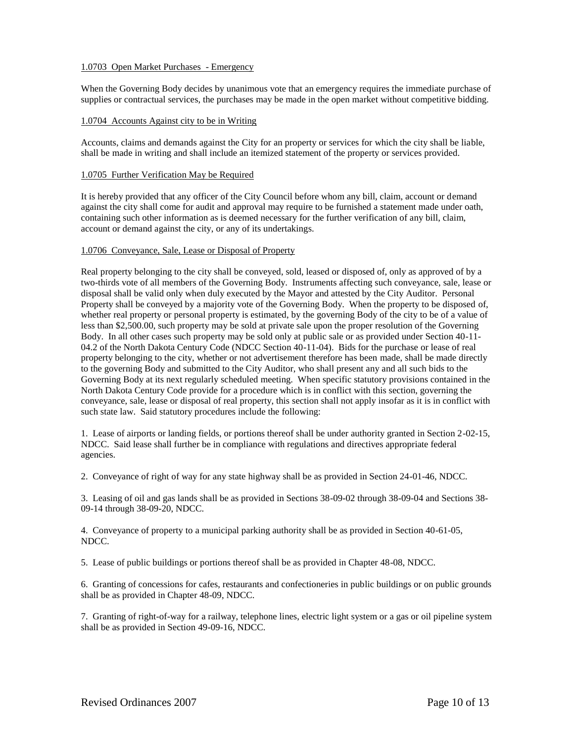1.0703 Open Market Purchases - Emergency

When the Governing Body decides by unanimous vote that an emergency requires the immediate purchase of supplies or contractual services, the purchases may be made in the open market without competitive bidding.

1.0704 Accounts Against city to be in Writing

Accounts, claims and demands against the City for an property or services for which the city shall be liable, shall be made in writing and shall include an itemized statement of the property or services provided.

1.0705 Further Verification May be Required

It is hereby provided that any officer of the City Council before whom any bill, claim, account or demand against the city shall come for audit and approval may require to be furnished a statement made under oath, containing such other information as is deemed necessary for the further verification of any bill, claim, account or demand against the city, or any of its undertakings.

1.0706 Conveyance, Sale, Lease or Disposal of Property

Real property belonging to the city shall be conveyed, sold, leased or disposed of, only as approved of by a two-thirds vote of all members of the Governing Body. Instruments affecting such conveyance, sale, lease or disposal shall be valid only when duly executed by the Mayor and attested by the City Auditor. Personal Property shall be conveyed by a majority vote of the Governing Body. When the property to be disposed of, whether real property or personal property is estimated, by the governing Body of the city to be of a value of less than $2,500.00, such property may be sold at private sale upon the proper resolution of the Governing Body. In all other cases such property may be sold only at public sale or as provided under Section 40-11-04.2 of the North Dakota Century Code (NDCC Section 40-11-04). Bids for the purchase or lease of real property belonging to the city, whether or not advertisement therefore has been made, shall be made directly to the governing Body and submitted to the City Auditor, who shall present any and all such bids to the Governing Body at its next regularly scheduled meeting. When specific statutory provisions contained in the North Dakota Century Code provide for a procedure which is in conflict with this section, governing the conveyance, sale, lease or disposal of real property, this section shall not apply insofar as it is in conflict with such state law. Said statutory procedures include the following:

1. Lease of airports or landing fields, or portions thereof shall be under authority granted in Section 2-02-15, NDCC. Said lease shall further be in compliance with regulations and directives appropriate federal agencies.

2. Conveyance of right of way for any state highway shall be as provided in Section 24-01-46, NDCC.

3. Leasing of oil and gas lands shall be as provided in Sections 38-09-02 through 38-09-04 and Sections 38-09-14 through 38-09-20, NDCC.

4. Conveyance of property to a municipal parking authority shall be as provided in Section 40-61-05, NDCC.

5. Lease of public buildings or portions thereof shall be as provided in Chapter 48-08, NDCC.

6. Granting of concessions for cafes, restaurants and confectioneries in public buildings or on public grounds shall be as provided in Chapter 48-09, NDCC.

7. Granting of right-of-way for a railway, telephone lines, electric light system or a gas or oil pipeline system shall be as provided in Section 49-09-16, NDCC.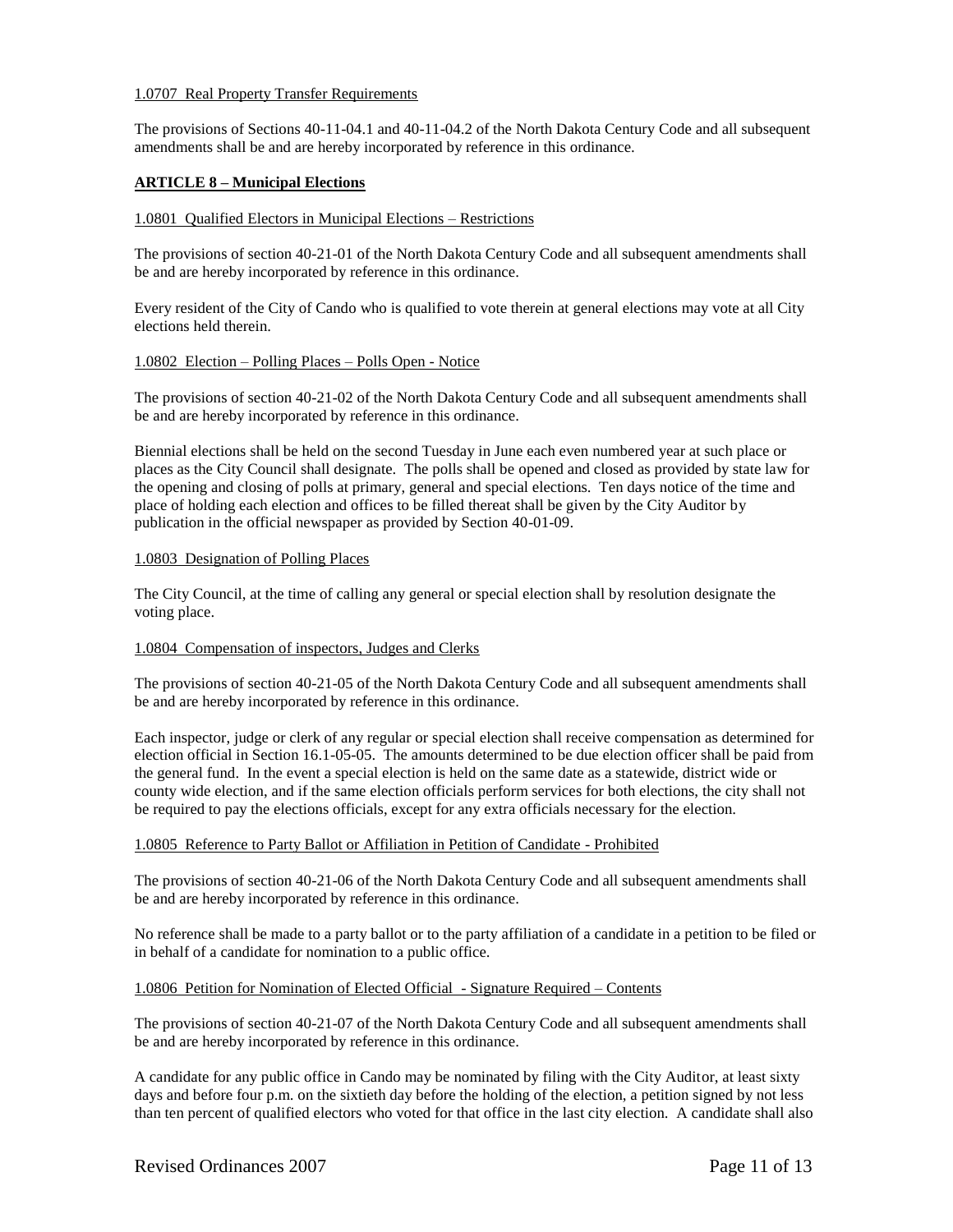1.0707 Real Property Transfer Requirements

The provisions of Sections 40-11-04.1 and 40-11-04.2 of the North Dakota Century Code and all subsequent amendments shall be and are hereby incorporated by reference in this ordinance.

## ARTICLE 8 – Municipal Elections

1.0801 Qualified Electors in Municipal Elections – Restrictions

The provisions of section 40-21-01 of the North Dakota Century Code and all subsequent amendments shall be and are hereby incorporated by reference in this ordinance.

Every resident of the City of Cando who is qualified to vote therein at general elections may vote at all City elections held therein.

1.0802 Election – Polling Places – Polls Open - Notice

The provisions of section 40-21-02 of the North Dakota Century Code and all subsequent amendments shall be and are hereby incorporated by reference in this ordinance.

Biennial elections shall be held on the second Tuesday in June each even numbered year at such place or places as the City Council shall designate. The polls shall be opened and closed as provided by state law for the opening and closing of polls at primary, general and special elections. Ten days notice of the time and place of holding each election and offices to be filled thereat shall be given by the City Auditor by publication in the official newspaper as provided by Section 40-01-09.

1.0803 Designation of Polling Places

The City Council, at the time of calling any general or special election shall by resolution designate the voting place.

1.0804 Compensation of inspectors, Judges and Clerks

The provisions of section 40-21-05 of the North Dakota Century Code and all subsequent amendments shall be and are hereby incorporated by reference in this ordinance.

Each inspector, judge or clerk of any regular or special election shall receive compensation as determined for election official in Section 16.1-05-05. The amounts determined to be due election officer shall be paid from the general fund. In the event a special election is held on the same date as a statewide, district wide or county wide election, and if the same election officials perform services for both elections, the city shall not be required to pay the elections officials, except for any extra officials necessary for the election.

1.0805 Reference to Party Ballot or Affiliation in Petition of Candidate - Prohibited

The provisions of section 40-21-06 of the North Dakota Century Code and all subsequent amendments shall be and are hereby incorporated by reference in this ordinance.

No reference shall be made to a party ballot or to the party affiliation of a candidate in a petition to be filed or in behalf of a candidate for nomination to a public office.

1.0806 Petition for Nomination of Elected Official - Signature Required – Contents

The provisions of section 40-21-07 of the North Dakota Century Code and all subsequent amendments shall be and are hereby incorporated by reference in this ordinance.

A candidate for any public office in Cando may be nominated by filing with the City Auditor, at least sixty days and before four p.m. on the sixtieth day before the holding of the election, a petition signed by not less than ten percent of qualified electors who voted for that office in the last city election. A candidate shall also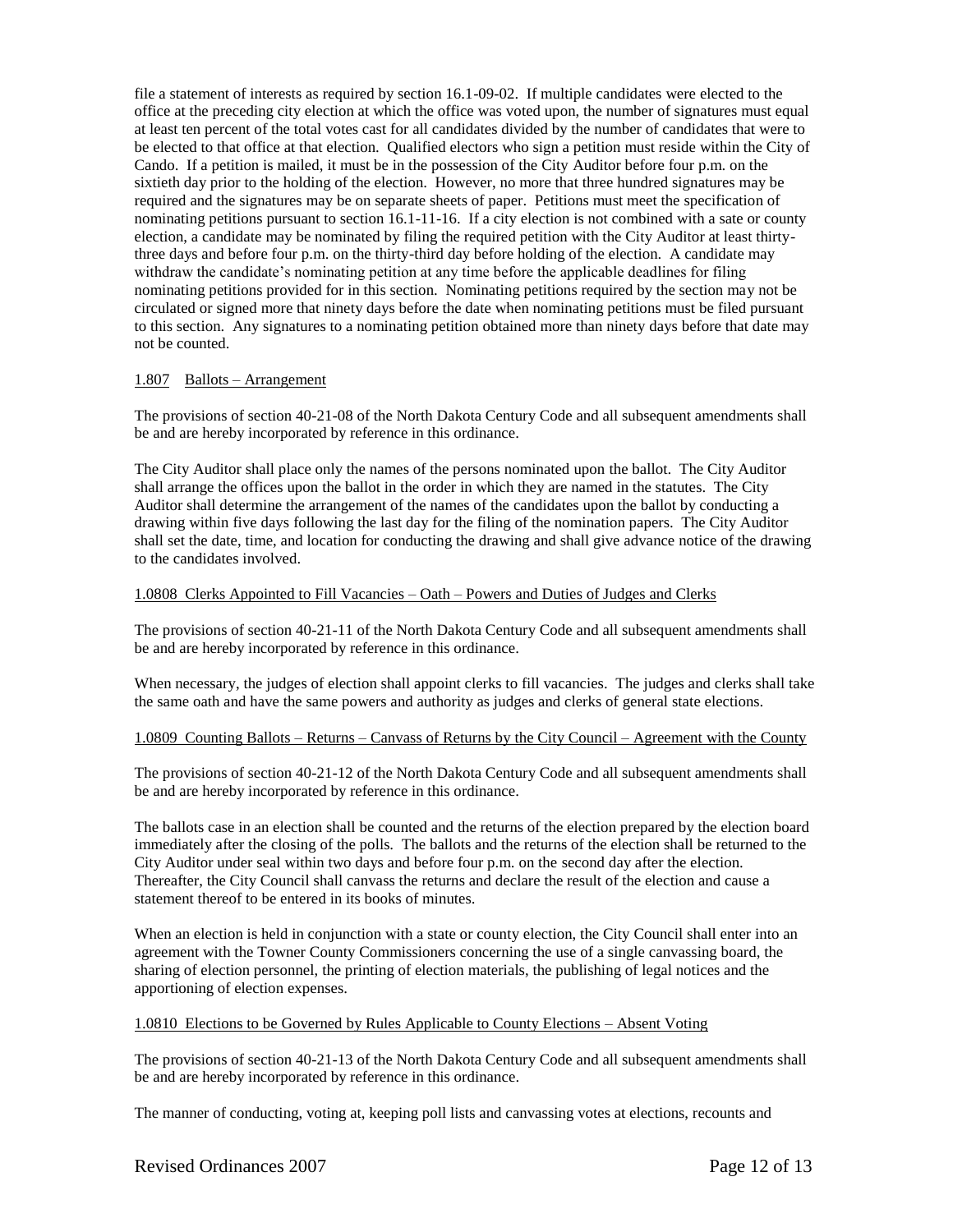file a statement of interests as required by section 16.1-09-02. If multiple candidates were elected to the office at the preceding city election at which the office was voted upon, the number of signatures must equal at least ten percent of the total votes cast for all candidates divided by the number of candidates that were to be elected to that office at that election. Qualified electors who sign a petition must reside within the City of Cando. If a petition is mailed, it must be in the possession of the City Auditor before four p.m. on the sixtieth day prior to the holding of the election. However, no more that three hundred signatures may be required and the signatures may be on separate sheets of paper. Petitions must meet the specification of nominating petitions pursuant to section 16.1-11-16. If a city election is not combined with a sate or county election, a candidate may be nominated by filing the required petition with the City Auditor at least thirty-three days and before four p.m. on the thirty-third day before holding of the election. A candidate may withdraw the candidate's nominating petition at any time before the applicable deadlines for filing nominating petitions provided for in this section. Nominating petitions required by the section may not be circulated or signed more that ninety days before the date when nominating petitions must be filed pursuant to this section. Any signatures to a nominating petition obtained more than ninety days before that date may not be counted.

1.807 Ballots – Arrangement

The provisions of section 40-21-08 of the North Dakota Century Code and all subsequent amendments shall be and are hereby incorporated by reference in this ordinance.

The City Auditor shall place only the names of the persons nominated upon the ballot. The City Auditor shall arrange the offices upon the ballot in the order in which they are named in the statutes. The City Auditor shall determine the arrangement of the names of the candidates upon the ballot by conducting a drawing within five days following the last day for the filing of the nomination papers. The City Auditor shall set the date, time, and location for conducting the drawing and shall give advance notice of the drawing to the candidates involved.

1.0808 Clerks Appointed to Fill Vacancies – Oath – Powers and Duties of Judges and Clerks

The provisions of section 40-21-11 of the North Dakota Century Code and all subsequent amendments shall be and are hereby incorporated by reference in this ordinance.

When necessary, the judges of election shall appoint clerks to fill vacancies. The judges and clerks shall take the same oath and have the same powers and authority as judges and clerks of general state elections.

1.0809 Counting Ballots – Returns – Canvass of Returns by the City Council – Agreement with the County

The provisions of section 40-21-12 of the North Dakota Century Code and all subsequent amendments shall be and are hereby incorporated by reference in this ordinance.

The ballots case in an election shall be counted and the returns of the election prepared by the election board immediately after the closing of the polls. The ballots and the returns of the election shall be returned to the City Auditor under seal within two days and before four p.m. on the second day after the election. Thereafter, the City Council shall canvass the returns and declare the result of the election and cause a statement thereof to be entered in its books of minutes.

When an election is held in conjunction with a state or county election, the City Council shall enter into an agreement with the Towner County Commissioners concerning the use of a single canvassing board, the sharing of election personnel, the printing of election materials, the publishing of legal notices and the apportioning of election expenses.

1.0810 Elections to be Governed by Rules Applicable to County Elections – Absent Voting

The provisions of section 40-21-13 of the North Dakota Century Code and all subsequent amendments shall be and are hereby incorporated by reference in this ordinance.

The manner of conducting, voting at, keeping poll lists and canvassing votes at elections, recounts and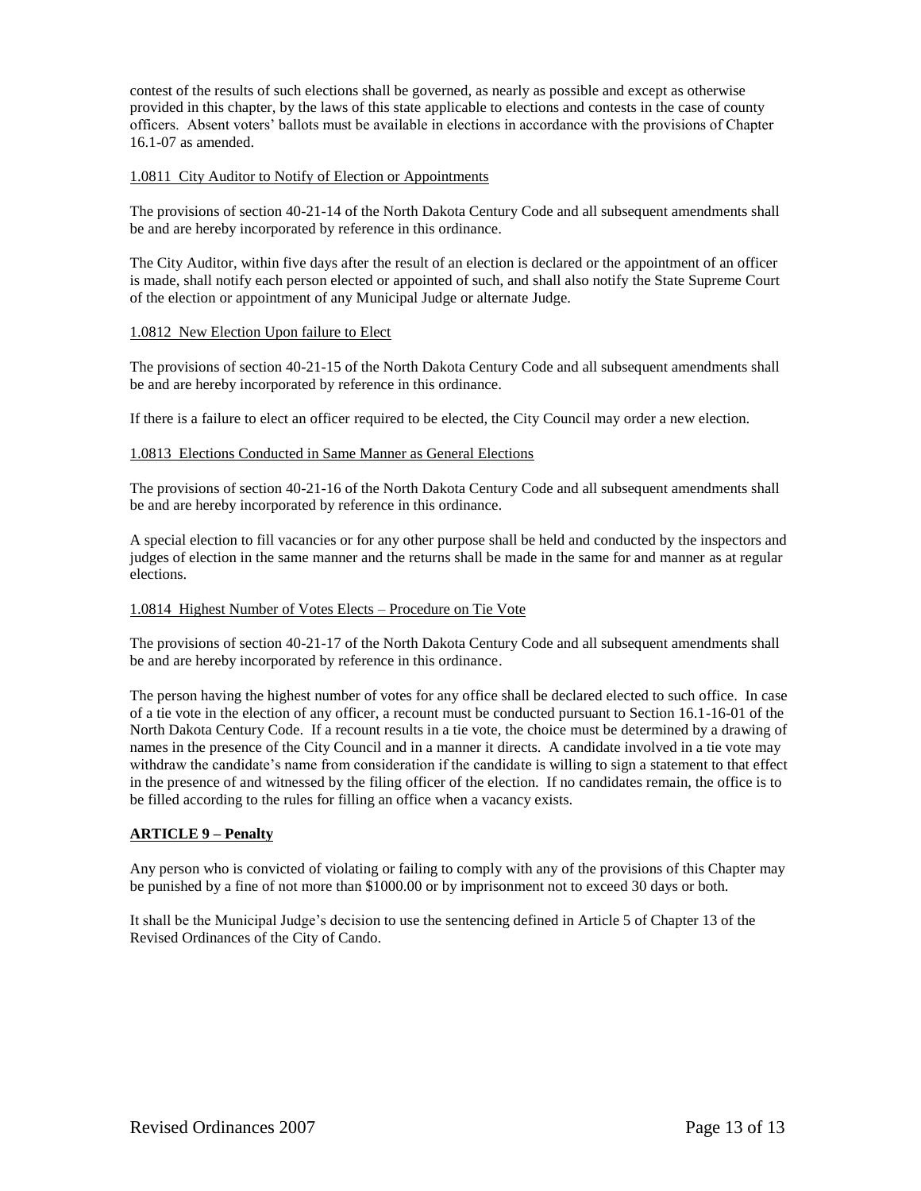contest of the results of such elections shall be governed, as nearly as possible and except as otherwise provided in this chapter, by the laws of this state applicable to elections and contests in the case of county officers. Absent voters' ballots must be available in elections in accordance with the provisions of Chapter 16.1-07 as amended.

1.0811 City Auditor to Notify of Election or Appointments

The provisions of section 40-21-14 of the North Dakota Century Code and all subsequent amendments shall be and are hereby incorporated by reference in this ordinance.

The City Auditor, within five days after the result of an election is declared or the appointment of an officer is made, shall notify each person elected or appointed of such, and shall also notify the State Supreme Court of the election or appointment of any Municipal Judge or alternate Judge.

1.0812 New Election Upon failure to Elect

The provisions of section 40-21-15 of the North Dakota Century Code and all subsequent amendments shall be and are hereby incorporated by reference in this ordinance.

If there is a failure to elect an officer required to be elected, the City Council may order a new election.

1.0813 Elections Conducted in Same Manner as General Elections

The provisions of section 40-21-16 of the North Dakota Century Code and all subsequent amendments shall be and are hereby incorporated by reference in this ordinance.

A special election to fill vacancies or for any other purpose shall be held and conducted by the inspectors and judges of election in the same manner and the returns shall be made in the same for and manner as at regular elections.

1.0814 Highest Number of Votes Elects – Procedure on Tie Vote

The provisions of section 40-21-17 of the North Dakota Century Code and all subsequent amendments shall be and are hereby incorporated by reference in this ordinance.

The person having the highest number of votes for any office shall be declared elected to such office. In case of a tie vote in the election of any officer, a recount must be conducted pursuant to Section 16.1-16-01 of the North Dakota Century Code. If a recount results in a tie vote, the choice must be determined by a drawing of names in the presence of the City Council and in a manner it directs. A candidate involved in a tie vote may withdraw the candidate's name from consideration if the candidate is willing to sign a statement to that effect in the presence of and witnessed by the filing officer of the election. If no candidates remain, the office is to be filled according to the rules for filling an office when a vacancy exists.

## ARTICLE 9 – Penalty

Any person who is convicted of violating or failing to comply with any of the provisions of this Chapter may be punished by a fine of not more than $1000.00 or by imprisonment not to exceed 30 days or both.

It shall be the Municipal Judge's decision to use the sentencing defined in Article 5 of Chapter 13 of the Revised Ordinances of the City of Cando.